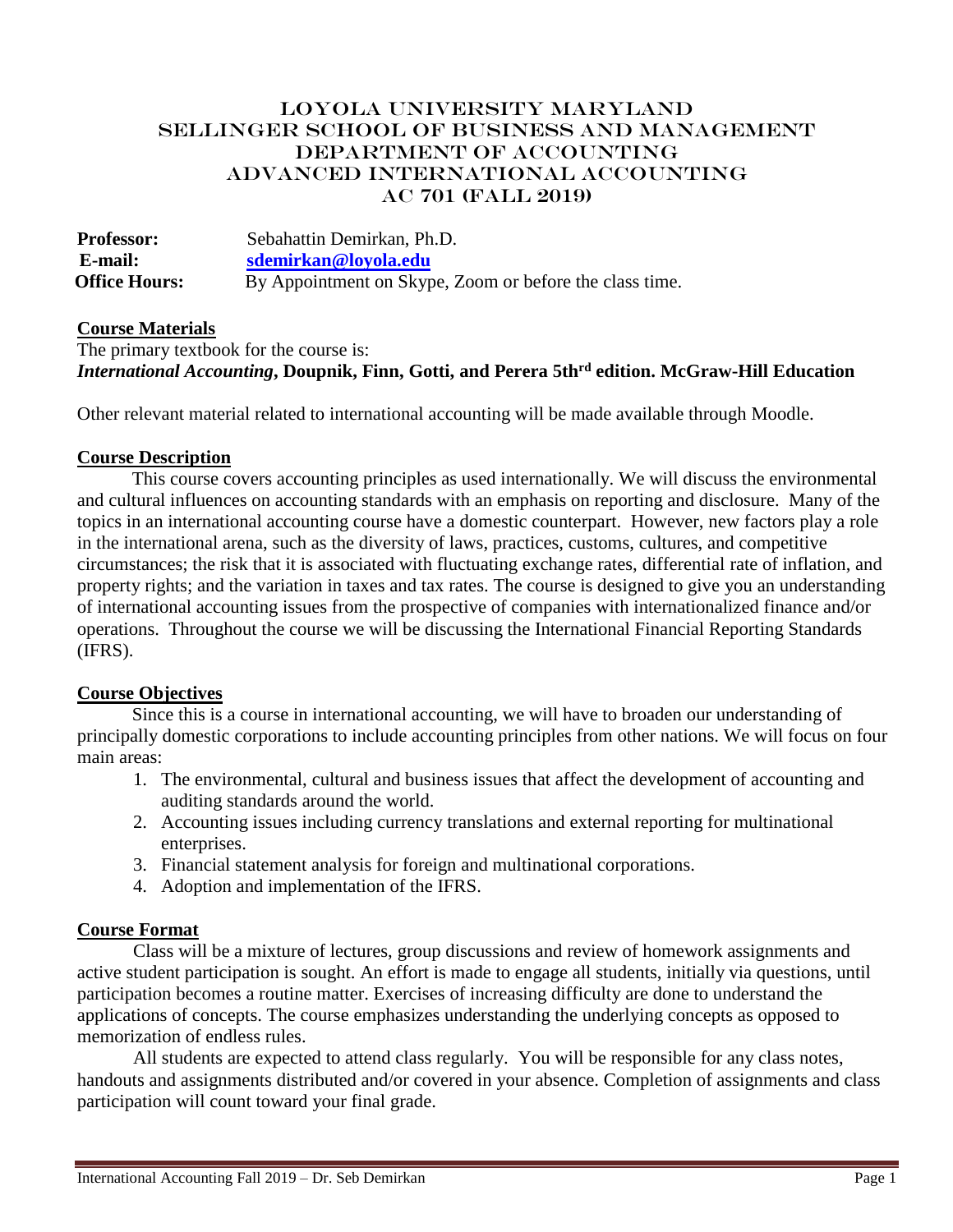# Loyola University Maryland
# Sellinger School of Business and Management
# Department of Accounting
# Advanced International Accounting
# AC 701 (Fall 2019)

**Professor:** Sebahattin Demirkan, Ph.D.
**E-mail:** **sdemirkan@loyola.edu**
**Office Hours:** By Appointment on Skype, Zoom or before the class time.

## Course Materials

The primary textbook for the course is:
***International Accounting*, Doupnik, Finn, Gotti, and Perera 5th[rd] edition. McGraw-Hill Education**

Other relevant material related to international accounting will be made available through Moodle.

## Course Description

This course covers accounting principles as used internationally. We will discuss the environmental and cultural influences on accounting standards with an emphasis on reporting and disclosure. Many of the topics in an international accounting course have a domestic counterpart. However, new factors play a role in the international arena, such as the diversity of laws, practices, customs, cultures, and competitive circumstances; the risk that it is associated with fluctuating exchange rates, differential rate of inflation, and property rights; and the variation in taxes and tax rates. The course is designed to give you an understanding of international accounting issues from the prospective of companies with internationalized finance and/or operations. Throughout the course we will be discussing the International Financial Reporting Standards (IFRS).

## Course Objectives

Since this is a course in international accounting, we will have to broaden our understanding of principally domestic corporations to include accounting principles from other nations. We will focus on four main areas:

1. The environmental, cultural and business issues that affect the development of accounting and auditing standards around the world.
2. Accounting issues including currency translations and external reporting for multinational enterprises.
3. Financial statement analysis for foreign and multinational corporations.
4. Adoption and implementation of the IFRS.

## Course Format

Class will be a mixture of lectures, group discussions and review of homework assignments and active student participation is sought. An effort is made to engage all students, initially via questions, until participation becomes a routine matter. Exercises of increasing difficulty are done to understand the applications of concepts. The course emphasizes understanding the underlying concepts as opposed to memorization of endless rules.

All students are expected to attend class regularly. You will be responsible for any class notes, handouts and assignments distributed and/or covered in your absence. Completion of assignments and class participation will count toward your final grade.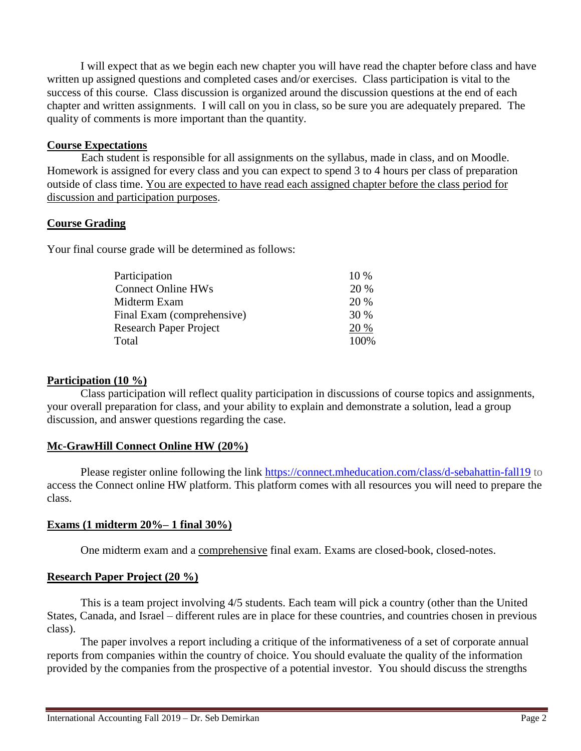I will expect that as we begin each new chapter you will have read the chapter before class and have written up assigned questions and completed cases and/or exercises. Class participation is vital to the success of this course. Class discussion is organized around the discussion questions at the end of each chapter and written assignments. I will call on you in class, so be sure you are adequately prepared. The quality of comments is more important than the quantity.

## Course Expectations

Each student is responsible for all assignments on the syllabus, made in class, and on Moodle. Homework is assigned for every class and you can expect to spend 3 to 4 hours per class of preparation outside of class time. <u>You are expected to have read each assigned chapter before the class period for discussion and participation purposes</u>.

## Course Grading

Your final course grade will be determined as follows:

| | |
|---|---|
| Participation | 10 % |
| Connect Online HWs | 20 % |
| Midterm Exam | 20 % |
| Final Exam (comprehensive) | 30 % |
| Research Paper Project | 20 % |
| Total | 100% |

## Participation (10 %)

Class participation will reflect quality participation in discussions of course topics and assignments, your overall preparation for class, and your ability to explain and demonstrate a solution, lead a group discussion, and answer questions regarding the case.

## Mc-GrawHill Connect Online HW (20%)

Please register online following the link https://connect.mheducation.com/class/d-sebahattin-fall19 to access the Connect online HW platform. This platform comes with all resources you will need to prepare the class.

## Exams (1 midterm 20%– 1 final 30%)

One midterm exam and a <u>comprehensive</u> final exam. Exams are closed-book, closed-notes.

## Research Paper Project (20 %)

This is a team project involving 4/5 students. Each team will pick a country (other than the United States, Canada, and Israel – different rules are in place for these countries, and countries chosen in previous class).

The paper involves a report including a critique of the informativeness of a set of corporate annual reports from companies within the country of choice. You should evaluate the quality of the information provided by the companies from the prospective of a potential investor. You should discuss the strengths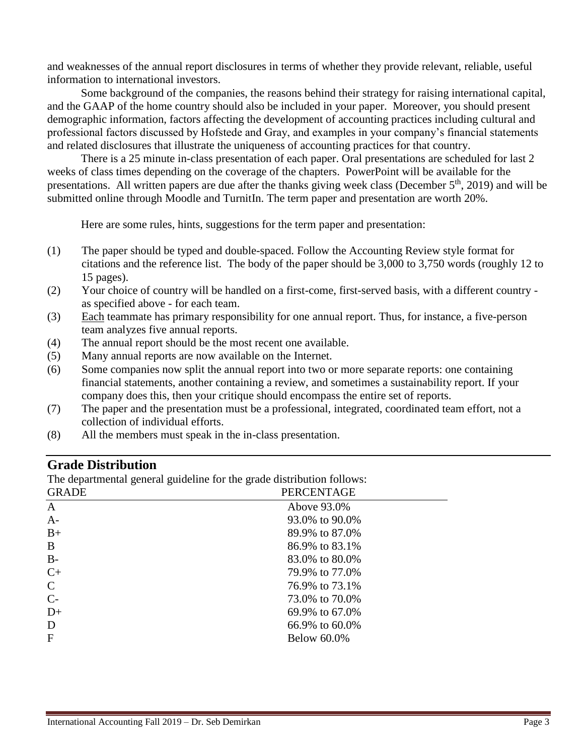and weaknesses of the annual report disclosures in terms of whether they provide relevant, reliable, useful information to international investors.

Some background of the companies, the reasons behind their strategy for raising international capital, and the GAAP of the home country should also be included in your paper. Moreover, you should present demographic information, factors affecting the development of accounting practices including cultural and professional factors discussed by Hofstede and Gray, and examples in your company's financial statements and related disclosures that illustrate the uniqueness of accounting practices for that country.

There is a 25 minute in-class presentation of each paper. Oral presentations are scheduled for last 2 weeks of class times depending on the coverage of the chapters. PowerPoint will be available for the presentations. All written papers are due after the thanks giving week class (December 5th, 2019) and will be submitted online through Moodle and TurnitIn. The term paper and presentation are worth 20%.

Here are some rules, hints, suggestions for the term paper and presentation:

(1) The paper should be typed and double-spaced. Follow the Accounting Review style format for citations and the reference list. The body of the paper should be 3,000 to 3,750 words (roughly 12 to 15 pages).

(2) Your choice of country will be handled on a first-come, first-served basis, with a different country - as specified above - for each team.

(3) Each teammate has primary responsibility for one annual report. Thus, for instance, a five-person team analyzes five annual reports.

(4) The annual report should be the most recent one available.

(5) Many annual reports are now available on the Internet.

(6) Some companies now split the annual report into two or more separate reports: one containing financial statements, another containing a review, and sometimes a sustainability report. If your company does this, then your critique should encompass the entire set of reports.

(7) The paper and the presentation must be a professional, integrated, coordinated team effort, not a collection of individual efforts.

(8) All the members must speak in the in-class presentation.

## Grade Distribution

The departmental general guideline for the grade distribution follows:

| GRADE | PERCENTAGE |
|---|---|
| A | Above 93.0% |
| A- | 93.0% to 90.0% |
| B+ | 89.9% to 87.0% |
| B | 86.9% to 83.1% |
| B- | 83.0% to 80.0% |
| C+ | 79.9% to 77.0% |
| C | 76.9% to 73.1% |
| C- | 73.0% to 70.0% |
| D+ | 69.9% to 67.0% |
| D | 66.9% to 60.0% |
| F | Below 60.0% |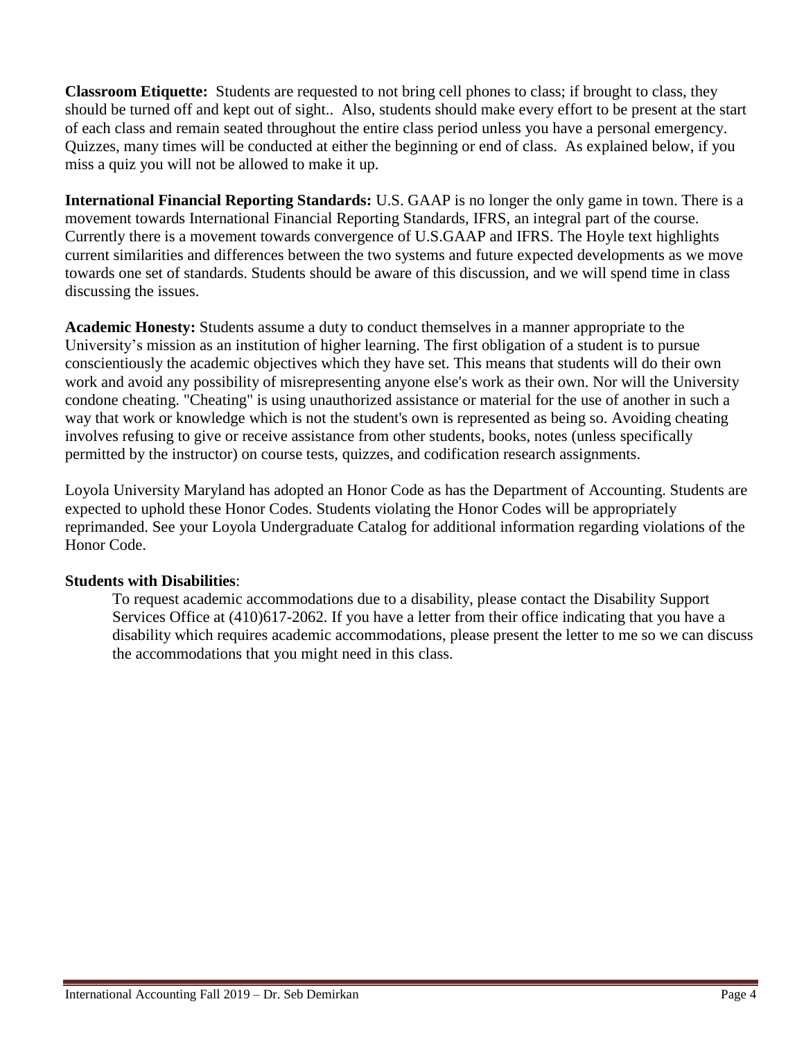**Classroom Etiquette:** Students are requested to not bring cell phones to class; if brought to class, they should be turned off and kept out of sight.. Also, students should make every effort to be present at the start of each class and remain seated throughout the entire class period unless you have a personal emergency. Quizzes, many times will be conducted at either the beginning or end of class. As explained below, if you miss a quiz you will not be allowed to make it up.

**International Financial Reporting Standards:** U.S. GAAP is no longer the only game in town. There is a movement towards International Financial Reporting Standards, IFRS, an integral part of the course. Currently there is a movement towards convergence of U.S.GAAP and IFRS. The Hoyle text highlights current similarities and differences between the two systems and future expected developments as we move towards one set of standards. Students should be aware of this discussion, and we will spend time in class discussing the issues.

**Academic Honesty:** Students assume a duty to conduct themselves in a manner appropriate to the University's mission as an institution of higher learning. The first obligation of a student is to pursue conscientiously the academic objectives which they have set. This means that students will do their own work and avoid any possibility of misrepresenting anyone else's work as their own. Nor will the University condone cheating. "Cheating" is using unauthorized assistance or material for the use of another in such a way that work or knowledge which is not the student's own is represented as being so. Avoiding cheating involves refusing to give or receive assistance from other students, books, notes (unless specifically permitted by the instructor) on course tests, quizzes, and codification research assignments.

Loyola University Maryland has adopted an Honor Code as has the Department of Accounting. Students are expected to uphold these Honor Codes. Students violating the Honor Codes will be appropriately reprimanded. See your Loyola Undergraduate Catalog for additional information regarding violations of the Honor Code.

**Students with Disabilities**:

To request academic accommodations due to a disability, please contact the Disability Support Services Office at (410)617-2062. If you have a letter from their office indicating that you have a disability which requires academic accommodations, please present the letter to me so we can discuss the accommodations that you might need in this class.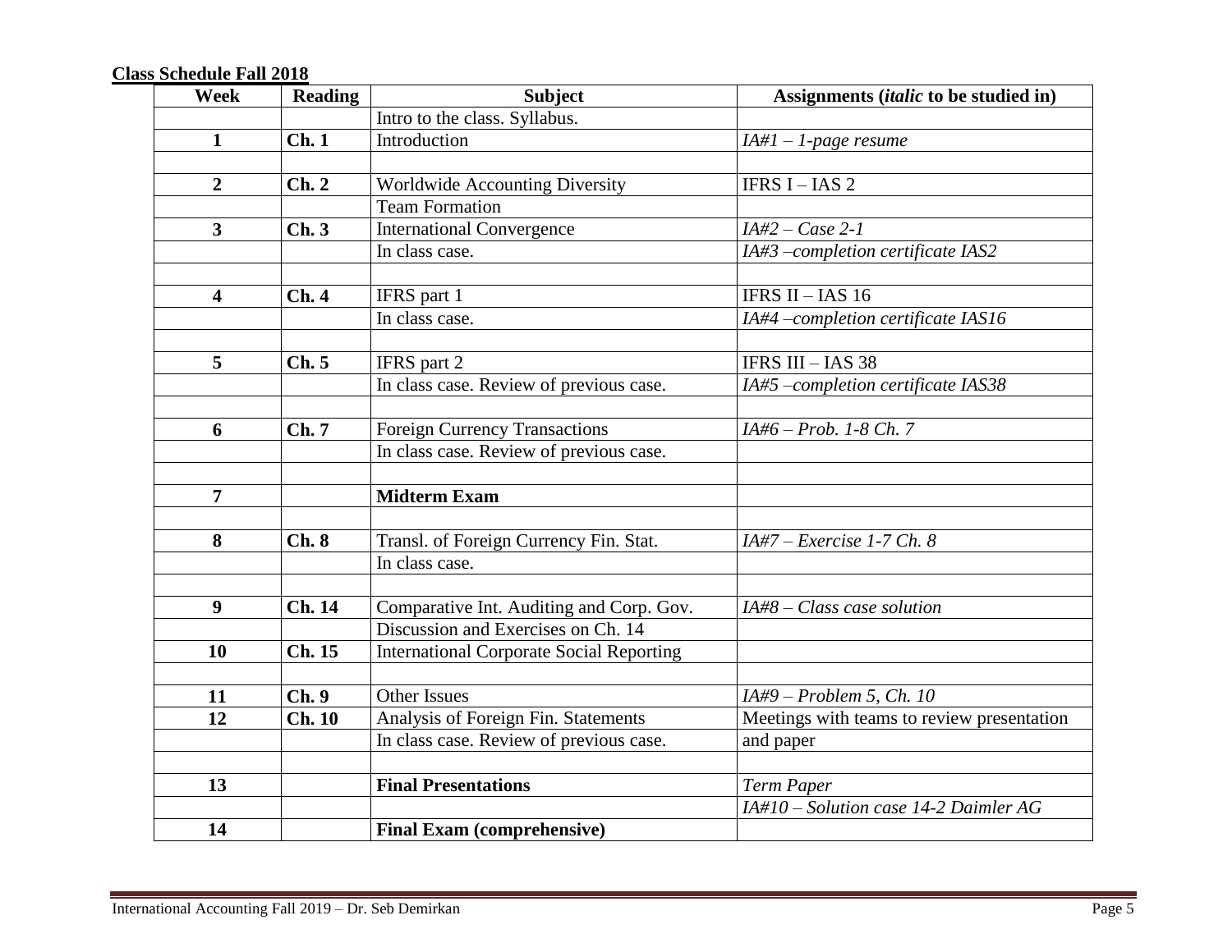**Class Schedule Fall 2018**

| Week | Reading | Subject | Assignments (*italic* to be studied in) |
|---|---|---|---|
| | | Intro to the class. Syllabus. | |
| **1** | **Ch. 1** | Introduction | *IA#1 – 1-page resume* |
| | | | |
| **2** | **Ch. 2** | Worldwide Accounting Diversity | IFRS I – IAS 2 |
| | | Team Formation | |
| **3** | **Ch. 3** | International Convergence | *IA#2 – Case 2-1* |
| | | In class case. | *IA#3 –completion certificate IAS2* |
| | | | |
| **4** | **Ch. 4** | IFRS part 1 | IFRS II – IAS 16 |
| | | In class case. | *IA#4 –completion certificate IAS16* |
| | | | |
| **5** | **Ch. 5** | IFRS part 2 | IFRS III – IAS 38 |
| | | In class case. Review of previous case. | *IA#5 –completion certificate IAS38* |
| | | | |
| **6** | **Ch. 7** | Foreign Currency Transactions | *IA#6 – Prob. 1-8 Ch. 7* |
| | | In class case. Review of previous case. | |
| | | | |
| **7** | | **Midterm Exam** | |
| | | | |
| **8** | **Ch. 8** | Transl. of Foreign Currency Fin. Stat. | *IA#7 – Exercise 1-7 Ch. 8* |
| | | In class case. | |
| | | | |
| **9** | **Ch. 14** | Comparative Int. Auditing and Corp. Gov. | *IA#8 – Class case solution* |
| | | Discussion and Exercises on Ch. 14 | |
| **10** | **Ch. 15** | International Corporate Social Reporting | |
| | | | |
| **11** | **Ch. 9** | Other Issues | *IA#9 – Problem 5, Ch. 10* |
| **12** | **Ch. 10** | Analysis of Foreign Fin. Statements | Meetings with teams to review presentation |
| | | In class case. Review of previous case. | and paper |
| | | | |
| **13** | | **Final Presentations** | *Term Paper* |
| | | | *IA#10 – Solution case 14-2 Daimler AG* |
| **14** | | **Final Exam (comprehensive)** | |